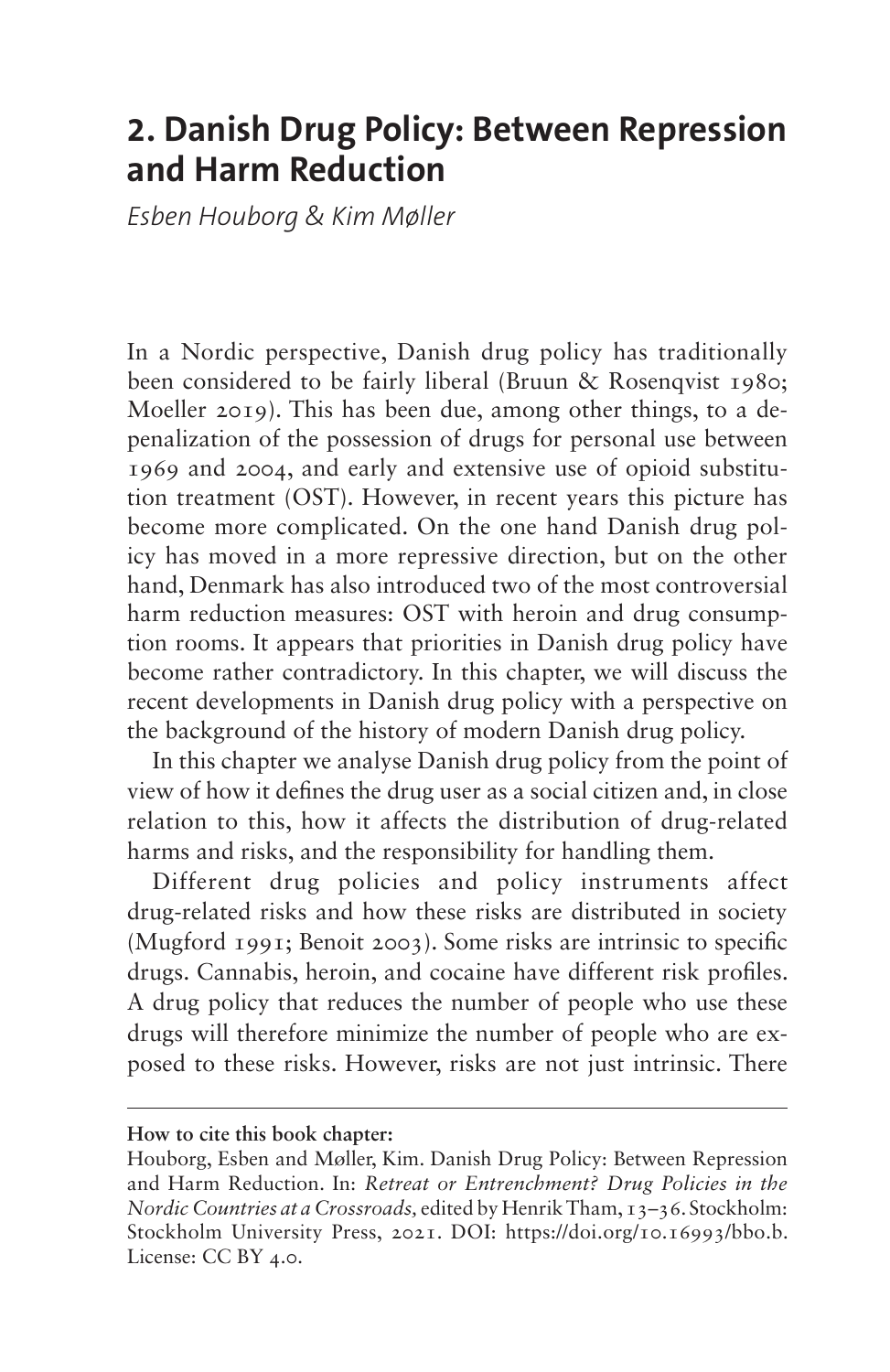# 2. Danish Drug Policy: Between Repression and Harm Reduction

*Esben Houborg & Kim Møller*

In a Nordic perspective, Danish drug policy has traditionally been considered to be fairly liberal (Bruun & Rosenqvist 1980; Moeller 2019). This has been due, among other things, to a depenalization of the possession of drugs for personal use between 1969 and 2004, and early and extensive use of opioid substitution treatment (OST). However, in recent years this picture has become more complicated. On the one hand Danish drug policy has moved in a more repressive direction, but on the other hand, Denmark has also introduced two of the most controversial harm reduction measures: OST with heroin and drug consumption rooms. It appears that priorities in Danish drug policy have become rather contradictory. In this chapter, we will discuss the recent developments in Danish drug policy with a perspective on the background of the history of modern Danish drug policy.

In this chapter we analyse Danish drug policy from the point of view of how it defines the drug user as a social citizen and, in close relation to this, how it affects the distribution of drug-related harms and risks, and the responsibility for handling them.

Different drug policies and policy instruments affect drug-related risks and how these risks are distributed in society (Mugford 1991; Benoit 2003). Some risks are intrinsic to specific drugs. Cannabis, heroin, and cocaine have different risk profiles. A drug policy that reduces the number of people who use these drugs will therefore minimize the number of people who are exposed to these risks. However, risks are not just intrinsic. There

---

**How to cite this book chapter:**

Houborg, Esben and Møller, Kim. Danish Drug Policy: Between Repression and Harm Reduction. In: *Retreat or Entrenchment? Drug Policies in the Nordic Countries at a Crossroads,* edited by Henrik Tham, 13–36. Stockholm: Stockholm University Press, 2021. DOI: https://doi.org/10.16993/bbo.b. License: CC BY 4.0.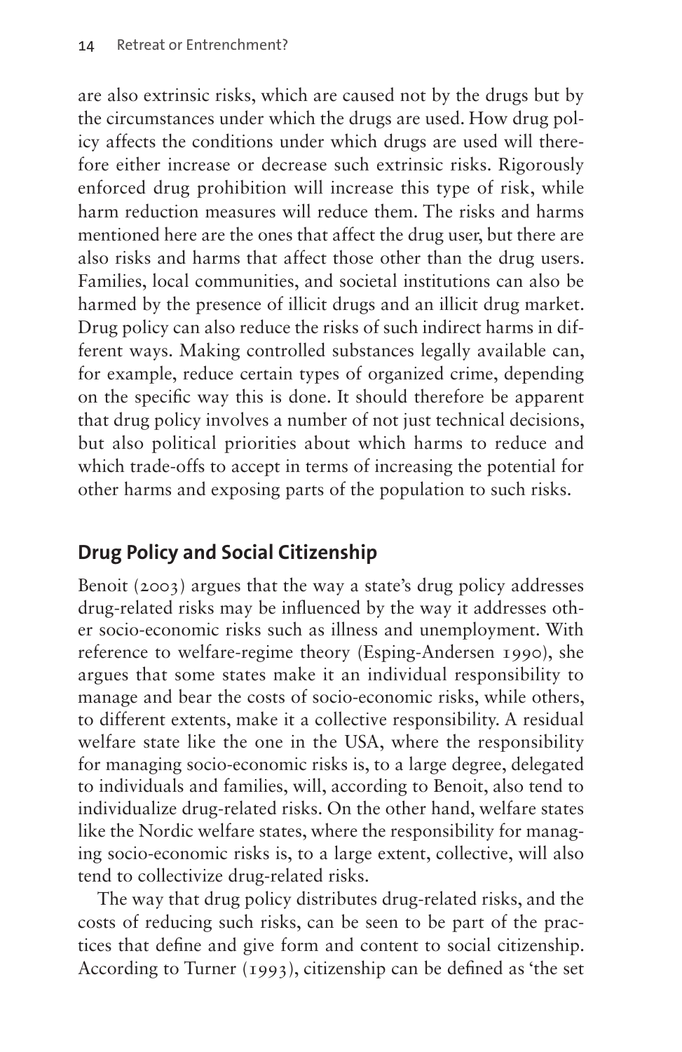are also extrinsic risks, which are caused not by the drugs but by the circumstances under which the drugs are used. How drug policy affects the conditions under which drugs are used will therefore either increase or decrease such extrinsic risks. Rigorously enforced drug prohibition will increase this type of risk, while harm reduction measures will reduce them. The risks and harms mentioned here are the ones that affect the drug user, but there are also risks and harms that affect those other than the drug users. Families, local communities, and societal institutions can also be harmed by the presence of illicit drugs and an illicit drug market. Drug policy can also reduce the risks of such indirect harms in different ways. Making controlled substances legally available can, for example, reduce certain types of organized crime, depending on the specific way this is done. It should therefore be apparent that drug policy involves a number of not just technical decisions, but also political priorities about which harms to reduce and which trade-offs to accept in terms of increasing the potential for other harms and exposing parts of the population to such risks.

## Drug Policy and Social Citizenship

Benoit (2003) argues that the way a state's drug policy addresses drug-related risks may be influenced by the way it addresses other socio-economic risks such as illness and unemployment. With reference to welfare-regime theory (Esping-Andersen 1990), she argues that some states make it an individual responsibility to manage and bear the costs of socio-economic risks, while others, to different extents, make it a collective responsibility. A residual welfare state like the one in the USA, where the responsibility for managing socio-economic risks is, to a large degree, delegated to individuals and families, will, according to Benoit, also tend to individualize drug-related risks. On the other hand, welfare states like the Nordic welfare states, where the responsibility for managing socio-economic risks is, to a large extent, collective, will also tend to collectivize drug-related risks.

The way that drug policy distributes drug-related risks, and the costs of reducing such risks, can be seen to be part of the practices that define and give form and content to social citizenship. According to Turner (1993), citizenship can be defined as 'the set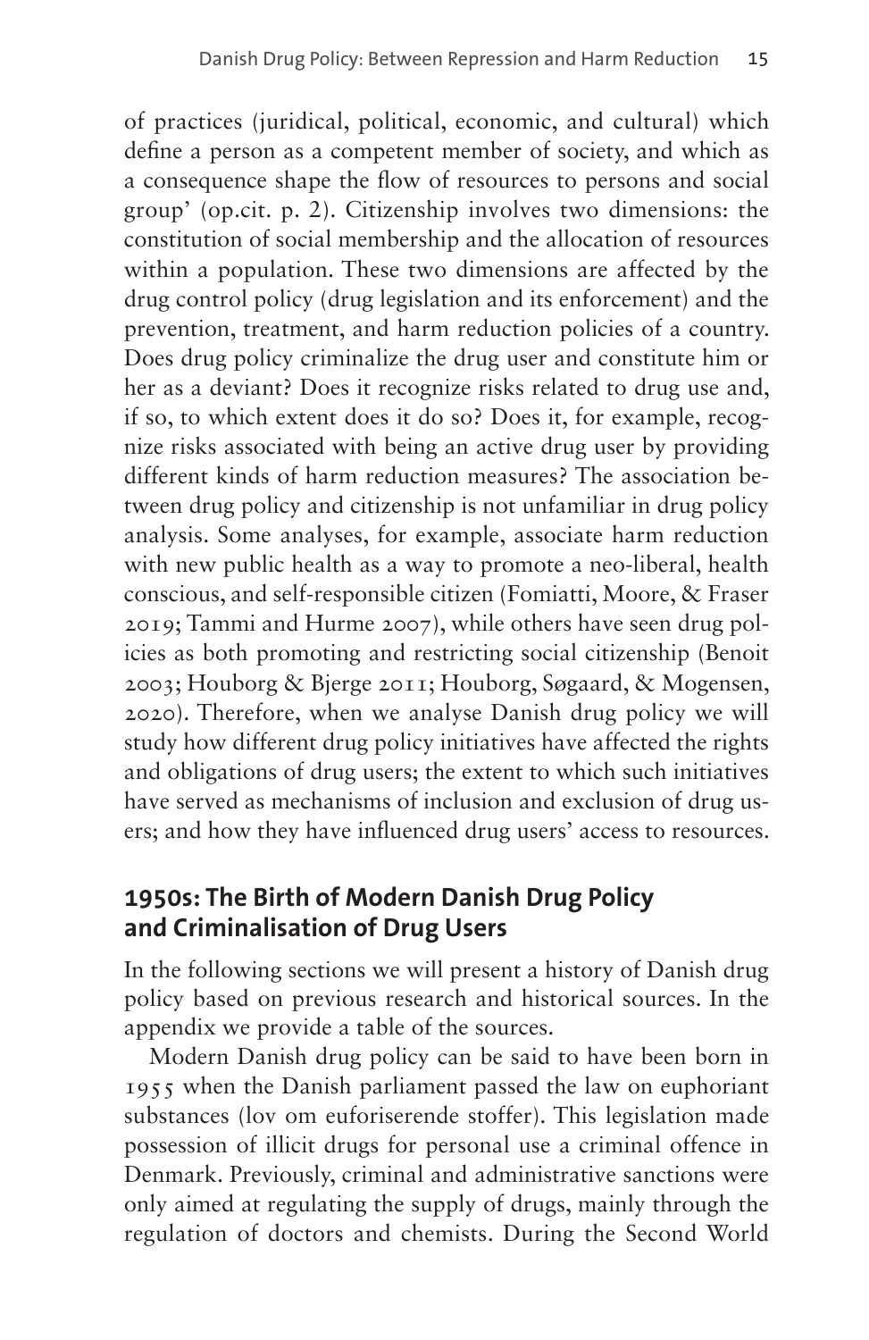of practices (juridical, political, economic, and cultural) which define a person as a competent member of society, and which as a consequence shape the flow of resources to persons and social group' (op.cit. p. 2). Citizenship involves two dimensions: the constitution of social membership and the allocation of resources within a population. These two dimensions are affected by the drug control policy (drug legislation and its enforcement) and the prevention, treatment, and harm reduction policies of a country. Does drug policy criminalize the drug user and constitute him or her as a deviant? Does it recognize risks related to drug use and, if so, to which extent does it do so? Does it, for example, recognize risks associated with being an active drug user by providing different kinds of harm reduction measures? The association between drug policy and citizenship is not unfamiliar in drug policy analysis. Some analyses, for example, associate harm reduction with new public health as a way to promote a neo-liberal, health conscious, and self-responsible citizen (Fomiatti, Moore, & Fraser 2019; Tammi and Hurme 2007), while others have seen drug policies as both promoting and restricting social citizenship (Benoit 2003; Houborg & Bjerge 2011; Houborg, Søgaard, & Mogensen, 2020). Therefore, when we analyse Danish drug policy we will study how different drug policy initiatives have affected the rights and obligations of drug users; the extent to which such initiatives have served as mechanisms of inclusion and exclusion of drug users; and how they have influenced drug users' access to resources.

## 1950s: The Birth of Modern Danish Drug Policy and Criminalisation of Drug Users

In the following sections we will present a history of Danish drug policy based on previous research and historical sources. In the appendix we provide a table of the sources.

Modern Danish drug policy can be said to have been born in 1955 when the Danish parliament passed the law on euphoriant substances (lov om euforiserende stoffer). This legislation made possession of illicit drugs for personal use a criminal offence in Denmark. Previously, criminal and administrative sanctions were only aimed at regulating the supply of drugs, mainly through the regulation of doctors and chemists. During the Second World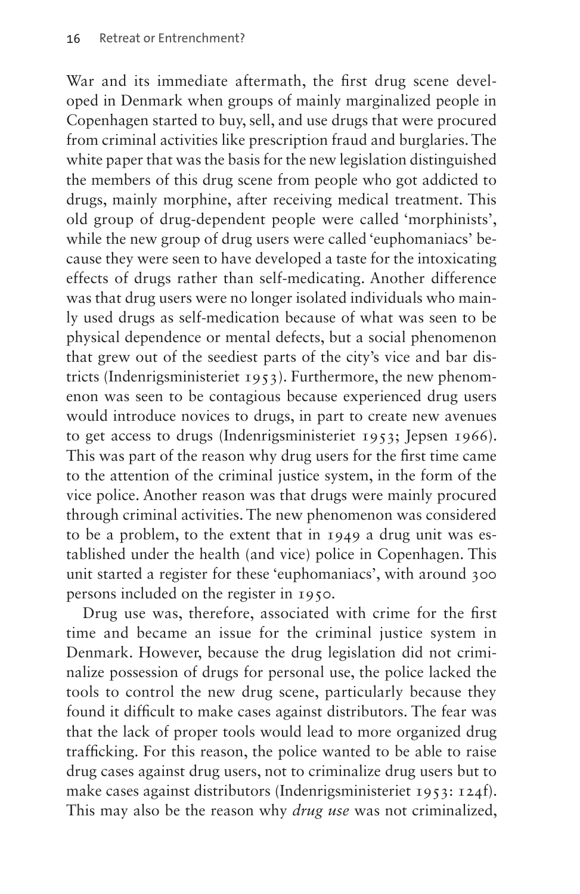War and its immediate aftermath, the first drug scene developed in Denmark when groups of mainly marginalized people in Copenhagen started to buy, sell, and use drugs that were procured from criminal activities like prescription fraud and burglaries. The white paper that was the basis for the new legislation distinguished the members of this drug scene from people who got addicted to drugs, mainly morphine, after receiving medical treatment. This old group of drug-dependent people were called 'morphinists', while the new group of drug users were called 'euphomaniacs' because they were seen to have developed a taste for the intoxicating effects of drugs rather than self-medicating. Another difference was that drug users were no longer isolated individuals who mainly used drugs as self-medication because of what was seen to be physical dependence or mental defects, but a social phenomenon that grew out of the seediest parts of the city's vice and bar districts (Indenrigsministeriet 1953). Furthermore, the new phenomenon was seen to be contagious because experienced drug users would introduce novices to drugs, in part to create new avenues to get access to drugs (Indenrigsministeriet 1953; Jepsen 1966). This was part of the reason why drug users for the first time came to the attention of the criminal justice system, in the form of the vice police. Another reason was that drugs were mainly procured through criminal activities. The new phenomenon was considered to be a problem, to the extent that in 1949 a drug unit was established under the health (and vice) police in Copenhagen. This unit started a register for these 'euphomaniacs', with around 300 persons included on the register in 1950.

Drug use was, therefore, associated with crime for the first time and became an issue for the criminal justice system in Denmark. However, because the drug legislation did not criminalize possession of drugs for personal use, the police lacked the tools to control the new drug scene, particularly because they found it difficult to make cases against distributors. The fear was that the lack of proper tools would lead to more organized drug trafficking. For this reason, the police wanted to be able to raise drug cases against drug users, not to criminalize drug users but to make cases against distributors (Indenrigsministeriet 1953: 124f). This may also be the reason why *drug use* was not criminalized,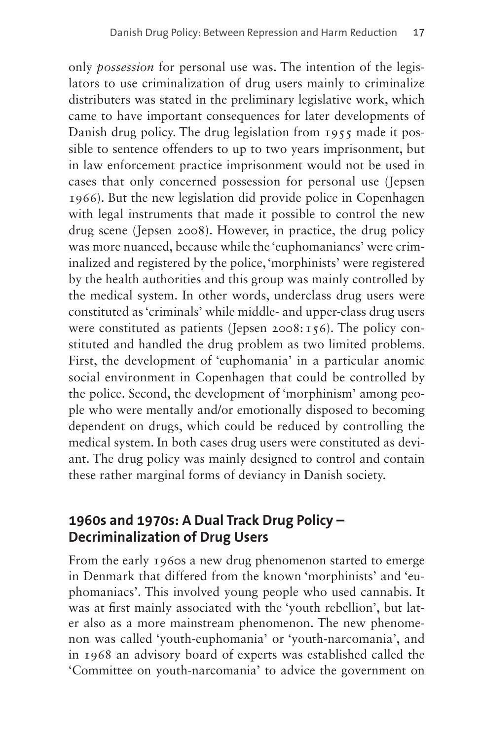only *possession* for personal use was. The intention of the legislators to use criminalization of drug users mainly to criminalize distributers was stated in the preliminary legislative work, which came to have important consequences for later developments of Danish drug policy. The drug legislation from 1955 made it possible to sentence offenders to up to two years imprisonment, but in law enforcement practice imprisonment would not be used in cases that only concerned possession for personal use (Jepsen 1966). But the new legislation did provide police in Copenhagen with legal instruments that made it possible to control the new drug scene (Jepsen 2008). However, in practice, the drug policy was more nuanced, because while the 'euphomaniancs' were criminalized and registered by the police, 'morphinists' were registered by the health authorities and this group was mainly controlled by the medical system. In other words, underclass drug users were constituted as 'criminals' while middle- and upper-class drug users were constituted as patients (Jepsen 2008: 156). The policy constituted and handled the drug problem as two limited problems. First, the development of 'euphomania' in a particular anomic social environment in Copenhagen that could be controlled by the police. Second, the development of 'morphinism' among people who were mentally and/or emotionally disposed to becoming dependent on drugs, which could be reduced by controlling the medical system. In both cases drug users were constituted as deviant. The drug policy was mainly designed to control and contain these rather marginal forms of deviancy in Danish society.

## 1960s and 1970s: A Dual Track Drug Policy – Decriminalization of Drug Users

From the early 1960s a new drug phenomenon started to emerge in Denmark that differed from the known 'morphinists' and 'euphomaniacs'. This involved young people who used cannabis. It was at first mainly associated with the 'youth rebellion', but later also as a more mainstream phenomenon. The new phenomenon was called 'youth-euphomania' or 'youth-narcomania', and in 1968 an advisory board of experts was established called the 'Committee on youth-narcomania' to advice the government on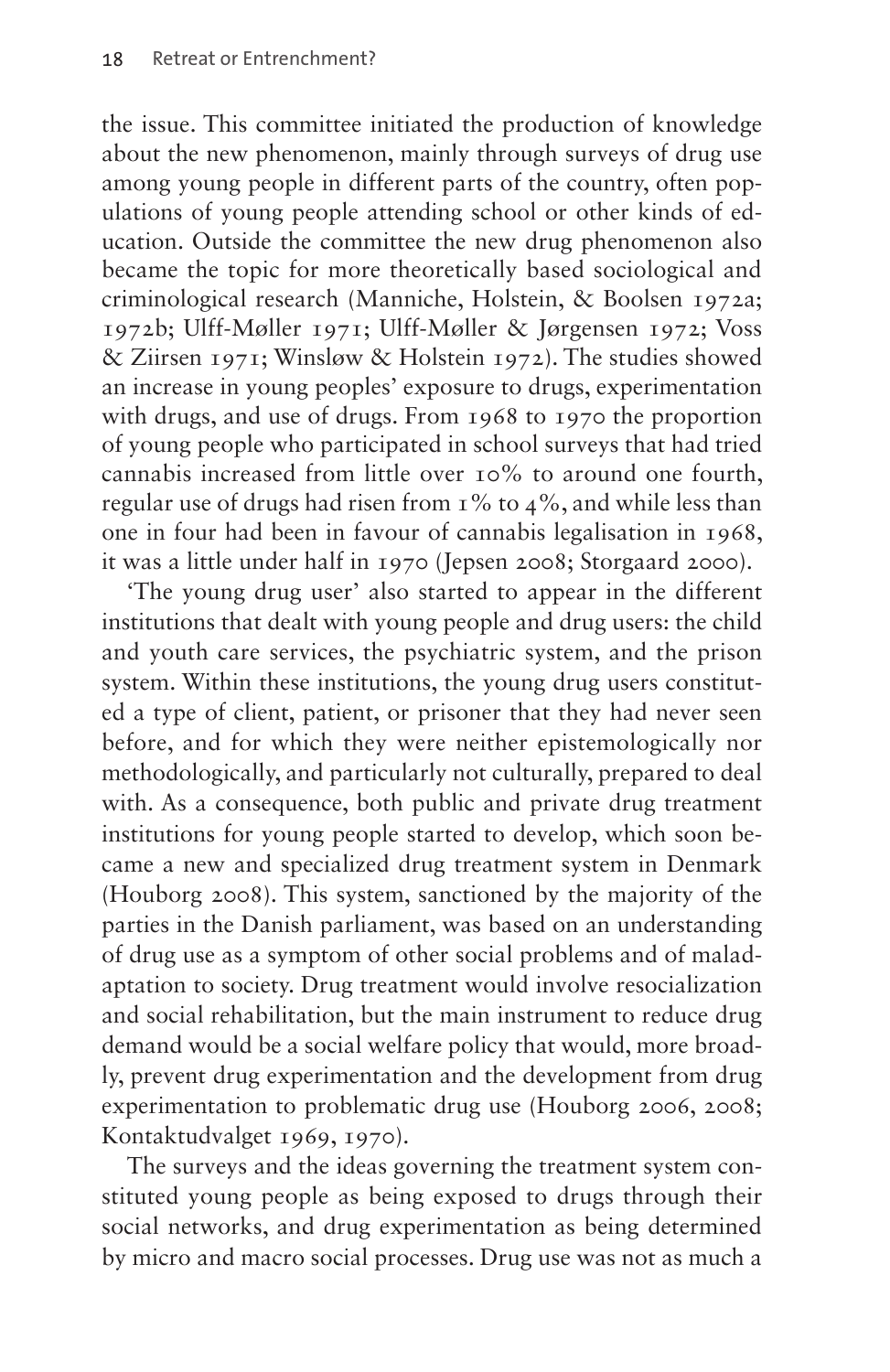the issue. This committee initiated the production of knowledge about the new phenomenon, mainly through surveys of drug use among young people in different parts of the country, often populations of young people attending school or other kinds of education. Outside the committee the new drug phenomenon also became the topic for more theoretically based sociological and criminological research (Manniche, Holstein, & Boolsen 1972a; 1972b; Ulff-Møller 1971; Ulff-Møller & Jørgensen 1972; Voss & Ziirsen 1971; Winsløw & Holstein 1972). The studies showed an increase in young peoples' exposure to drugs, experimentation with drugs, and use of drugs. From 1968 to 1970 the proportion of young people who participated in school surveys that had tried cannabis increased from little over 10% to around one fourth, regular use of drugs had risen from 1% to 4%, and while less than one in four had been in favour of cannabis legalisation in 1968, it was a little under half in 1970 (Jepsen 2008; Storgaard 2000).

'The young drug user' also started to appear in the different institutions that dealt with young people and drug users: the child and youth care services, the psychiatric system, and the prison system. Within these institutions, the young drug users constituted a type of client, patient, or prisoner that they had never seen before, and for which they were neither epistemologically nor methodologically, and particularly not culturally, prepared to deal with. As a consequence, both public and private drug treatment institutions for young people started to develop, which soon became a new and specialized drug treatment system in Denmark (Houborg 2008). This system, sanctioned by the majority of the parties in the Danish parliament, was based on an understanding of drug use as a symptom of other social problems and of maladaptation to society. Drug treatment would involve resocialization and social rehabilitation, but the main instrument to reduce drug demand would be a social welfare policy that would, more broadly, prevent drug experimentation and the development from drug experimentation to problematic drug use (Houborg 2006, 2008; Kontaktudvalget 1969, 1970).

The surveys and the ideas governing the treatment system constituted young people as being exposed to drugs through their social networks, and drug experimentation as being determined by micro and macro social processes. Drug use was not as much a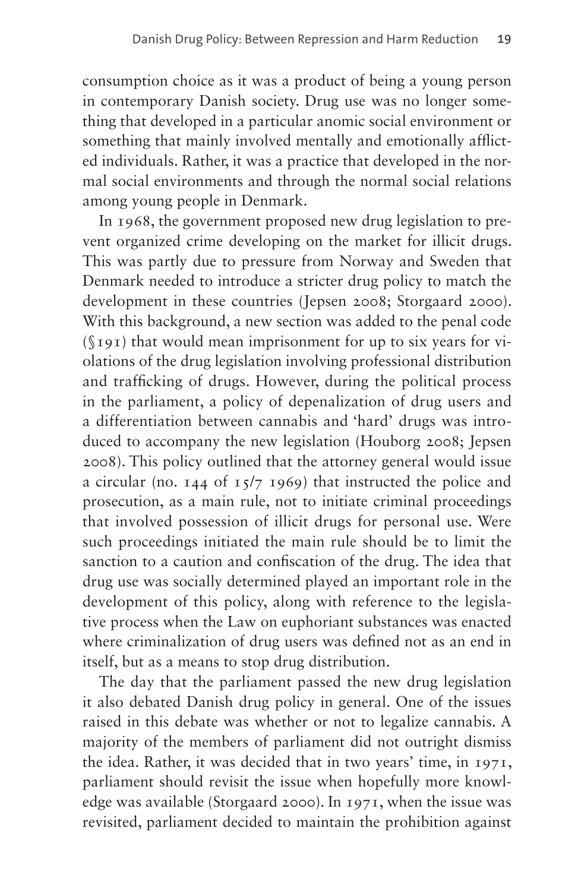consumption choice as it was a product of being a young person in contemporary Danish society. Drug use was no longer something that developed in a particular anomic social environment or something that mainly involved mentally and emotionally afflicted individuals. Rather, it was a practice that developed in the normal social environments and through the normal social relations among young people in Denmark.

In 1968, the government proposed new drug legislation to prevent organized crime developing on the market for illicit drugs. This was partly due to pressure from Norway and Sweden that Denmark needed to introduce a stricter drug policy to match the development in these countries (Jepsen 2008; Storgaard 2000). With this background, a new section was added to the penal code (§191) that would mean imprisonment for up to six years for violations of the drug legislation involving professional distribution and trafficking of drugs. However, during the political process in the parliament, a policy of depenalization of drug users and a differentiation between cannabis and 'hard' drugs was introduced to accompany the new legislation (Houborg 2008; Jepsen 2008). This policy outlined that the attorney general would issue a circular (no. 144 of 15/7 1969) that instructed the police and prosecution, as a main rule, not to initiate criminal proceedings that involved possession of illicit drugs for personal use. Were such proceedings initiated the main rule should be to limit the sanction to a caution and confiscation of the drug. The idea that drug use was socially determined played an important role in the development of this policy, along with reference to the legislative process when the Law on euphoriant substances was enacted where criminalization of drug users was defined not as an end in itself, but as a means to stop drug distribution.

The day that the parliament passed the new drug legislation it also debated Danish drug policy in general. One of the issues raised in this debate was whether or not to legalize cannabis. A majority of the members of parliament did not outright dismiss the idea. Rather, it was decided that in two years' time, in 1971, parliament should revisit the issue when hopefully more knowledge was available (Storgaard 2000). In 1971, when the issue was revisited, parliament decided to maintain the prohibition against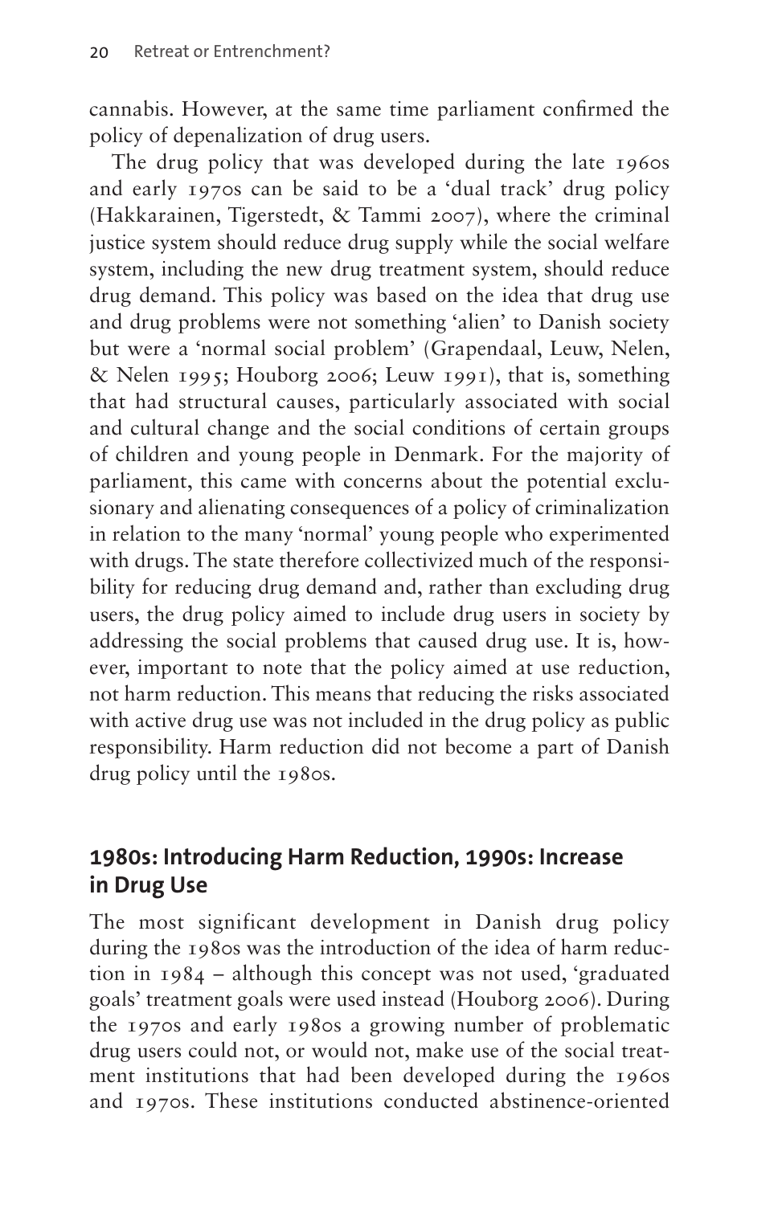cannabis. However, at the same time parliament confirmed the policy of depenalization of drug users.

The drug policy that was developed during the late 1960s and early 1970s can be said to be a 'dual track' drug policy (Hakkarainen, Tigerstedt, & Tammi 2007), where the criminal justice system should reduce drug supply while the social welfare system, including the new drug treatment system, should reduce drug demand. This policy was based on the idea that drug use and drug problems were not something 'alien' to Danish society but were a 'normal social problem' (Grapendaal, Leuw, Nelen, & Nelen 1995; Houborg 2006; Leuw 1991), that is, something that had structural causes, particularly associated with social and cultural change and the social conditions of certain groups of children and young people in Denmark. For the majority of parliament, this came with concerns about the potential exclusionary and alienating consequences of a policy of criminalization in relation to the many 'normal' young people who experimented with drugs. The state therefore collectivized much of the responsibility for reducing drug demand and, rather than excluding drug users, the drug policy aimed to include drug users in society by addressing the social problems that caused drug use. It is, however, important to note that the policy aimed at use reduction, not harm reduction. This means that reducing the risks associated with active drug use was not included in the drug policy as public responsibility. Harm reduction did not become a part of Danish drug policy until the 1980s.

## 1980s: Introducing Harm Reduction, 1990s: Increase in Drug Use

The most significant development in Danish drug policy during the 1980s was the introduction of the idea of harm reduction in 1984 – although this concept was not used, 'graduated goals' treatment goals were used instead (Houborg 2006). During the 1970s and early 1980s a growing number of problematic drug users could not, or would not, make use of the social treatment institutions that had been developed during the 1960s and 1970s. These institutions conducted abstinence-oriented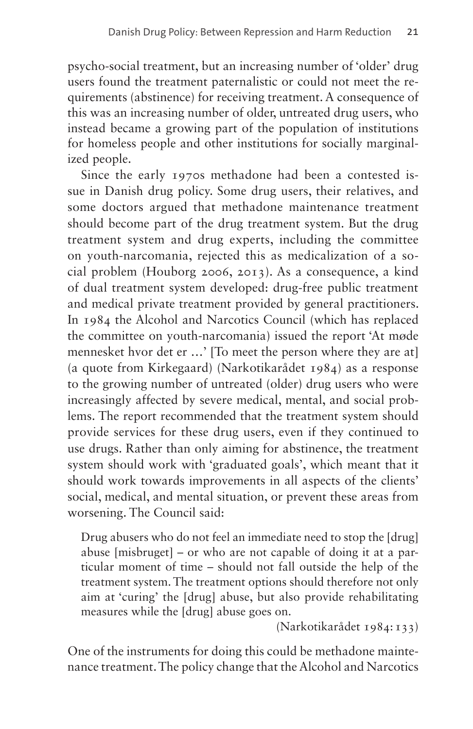psycho-social treatment, but an increasing number of 'older' drug users found the treatment paternalistic or could not meet the requirements (abstinence) for receiving treatment. A consequence of this was an increasing number of older, untreated drug users, who instead became a growing part of the population of institutions for homeless people and other institutions for socially marginalized people.

Since the early 1970s methadone had been a contested issue in Danish drug policy. Some drug users, their relatives, and some doctors argued that methadone maintenance treatment should become part of the drug treatment system. But the drug treatment system and drug experts, including the committee on youth-narcomania, rejected this as medicalization of a social problem (Houborg 2006, 2013). As a consequence, a kind of dual treatment system developed: drug-free public treatment and medical private treatment provided by general practitioners. In 1984 the Alcohol and Narcotics Council (which has replaced the committee on youth-narcomania) issued the report 'At møde mennesket hvor det er …' [To meet the person where they are at] (a quote from Kirkegaard) (Narkotikarådet 1984) as a response to the growing number of untreated (older) drug users who were increasingly affected by severe medical, mental, and social problems. The report recommended that the treatment system should provide services for these drug users, even if they continued to use drugs. Rather than only aiming for abstinence, the treatment system should work with 'graduated goals', which meant that it should work towards improvements in all aspects of the clients' social, medical, and mental situation, or prevent these areas from worsening. The Council said:

> Drug abusers who do not feel an immediate need to stop the [drug] abuse [misbruget] – or who are not capable of doing it at a particular moment of time – should not fall outside the help of the treatment system. The treatment options should therefore not only aim at 'curing' the [drug] abuse, but also provide rehabilitating measures while the [drug] abuse goes on.
>
> (Narkotikarådet 1984: 133)

One of the instruments for doing this could be methadone maintenance treatment. The policy change that the Alcohol and Narcotics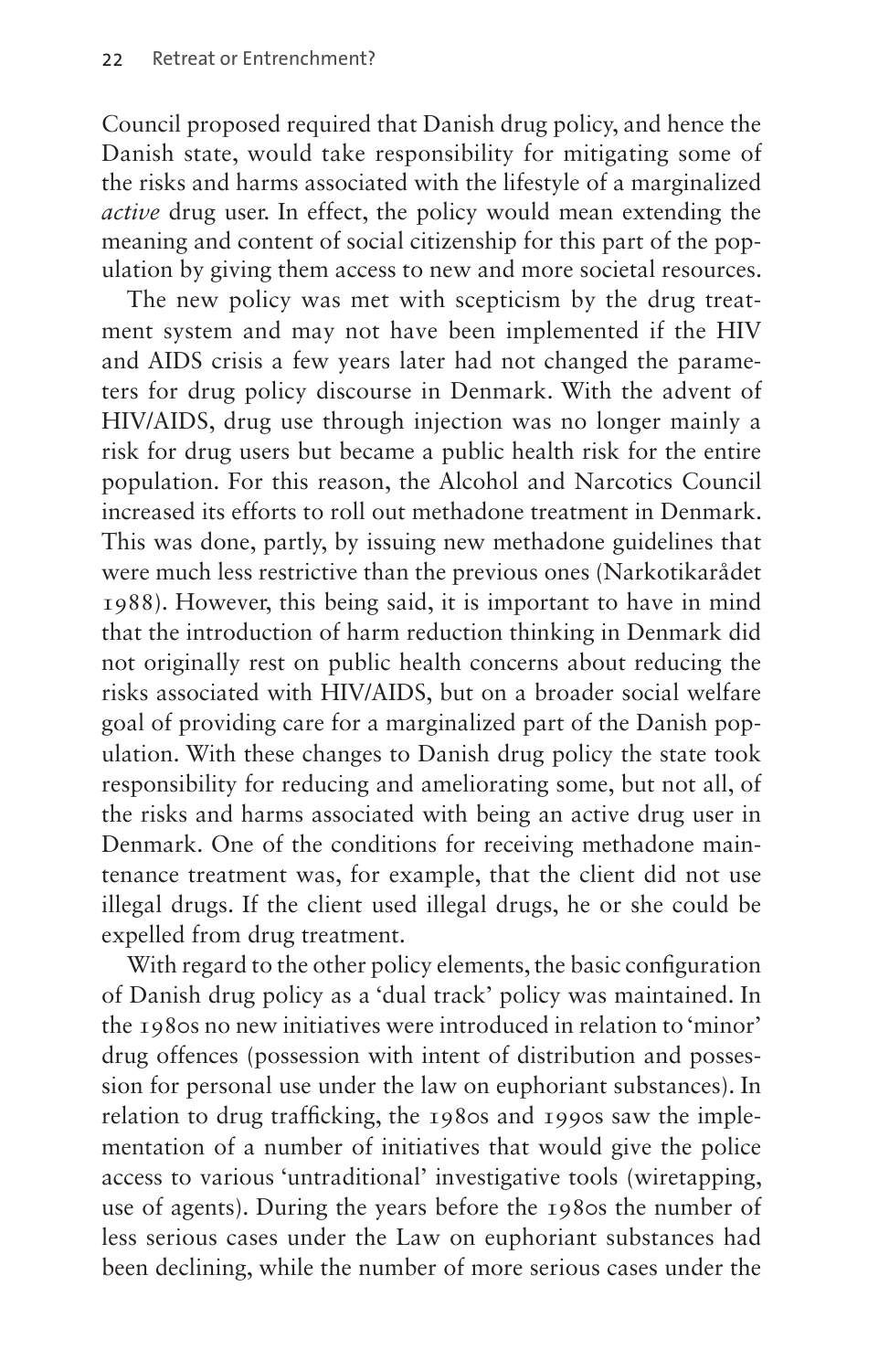Council proposed required that Danish drug policy, and hence the Danish state, would take responsibility for mitigating some of the risks and harms associated with the lifestyle of a marginalized *active* drug user. In effect, the policy would mean extending the meaning and content of social citizenship for this part of the population by giving them access to new and more societal resources.

The new policy was met with scepticism by the drug treatment system and may not have been implemented if the HIV and AIDS crisis a few years later had not changed the parameters for drug policy discourse in Denmark. With the advent of HIV/AIDS, drug use through injection was no longer mainly a risk for drug users but became a public health risk for the entire population. For this reason, the Alcohol and Narcotics Council increased its efforts to roll out methadone treatment in Denmark. This was done, partly, by issuing new methadone guidelines that were much less restrictive than the previous ones (Narkotikarådet 1988). However, this being said, it is important to have in mind that the introduction of harm reduction thinking in Denmark did not originally rest on public health concerns about reducing the risks associated with HIV/AIDS, but on a broader social welfare goal of providing care for a marginalized part of the Danish population. With these changes to Danish drug policy the state took responsibility for reducing and ameliorating some, but not all, of the risks and harms associated with being an active drug user in Denmark. One of the conditions for receiving methadone maintenance treatment was, for example, that the client did not use illegal drugs. If the client used illegal drugs, he or she could be expelled from drug treatment.

With regard to the other policy elements, the basic configuration of Danish drug policy as a 'dual track' policy was maintained. In the 1980s no new initiatives were introduced in relation to 'minor' drug offences (possession with intent of distribution and possession for personal use under the law on euphoriant substances). In relation to drug trafficking, the 1980s and 1990s saw the implementation of a number of initiatives that would give the police access to various 'untraditional' investigative tools (wiretapping, use of agents). During the years before the 1980s the number of less serious cases under the Law on euphoriant substances had been declining, while the number of more serious cases under the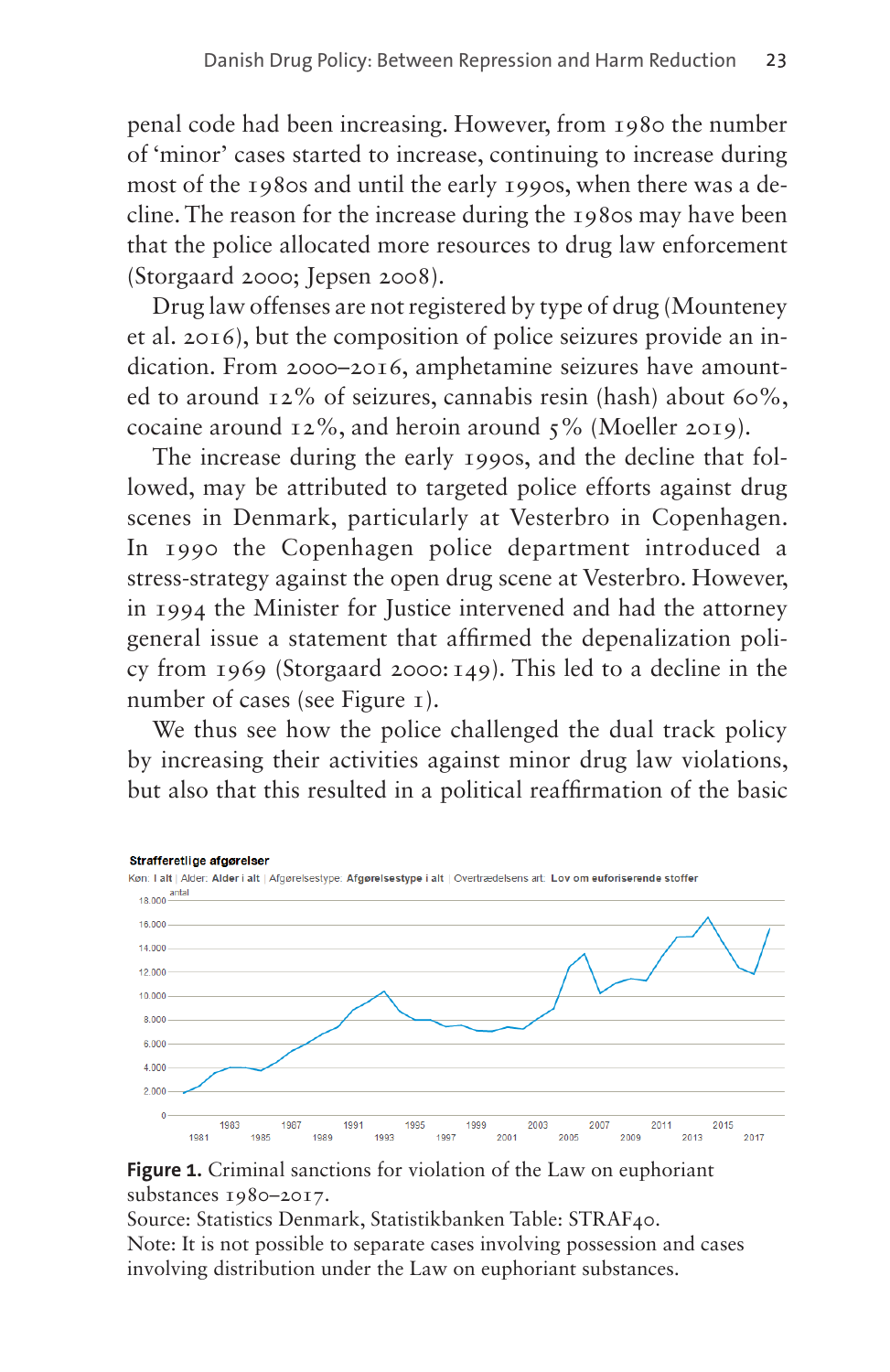penal code had been increasing. However, from 1980 the number of 'minor' cases started to increase, continuing to increase during most of the 1980s and until the early 1990s, when there was a decline. The reason for the increase during the 1980s may have been that the police allocated more resources to drug law enforcement (Storgaard 2000; Jepsen 2008).

Drug law offenses are not registered by type of drug (Mounteney et al. 2016), but the composition of police seizures provide an indication. From 2000–2016, amphetamine seizures have amounted to around 12% of seizures, cannabis resin (hash) about 60%, cocaine around 12%, and heroin around 5% (Moeller 2019).

The increase during the early 1990s, and the decline that followed, may be attributed to targeted police efforts against drug scenes in Denmark, particularly at Vesterbro in Copenhagen. In 1990 the Copenhagen police department introduced a stress-strategy against the open drug scene at Vesterbro. However, in 1994 the Minister for Justice intervened and had the attorney general issue a statement that affirmed the depenalization policy from 1969 (Storgaard 2000: 149). This led to a decline in the number of cases (see Figure 1).

We thus see how the police challenged the dual track policy by increasing their activities against minor drug law violations, but also that this resulted in a political reaffirmation of the basic

**Figure 1.** Criminal sanctions for violation of the Law on euphoriant substances 1980–2017.
Source: Statistics Denmark, Statistikbanken Table: STRAF40.
Note: It is not possible to separate cases involving possession and cases involving distribution under the Law on euphoriant substances.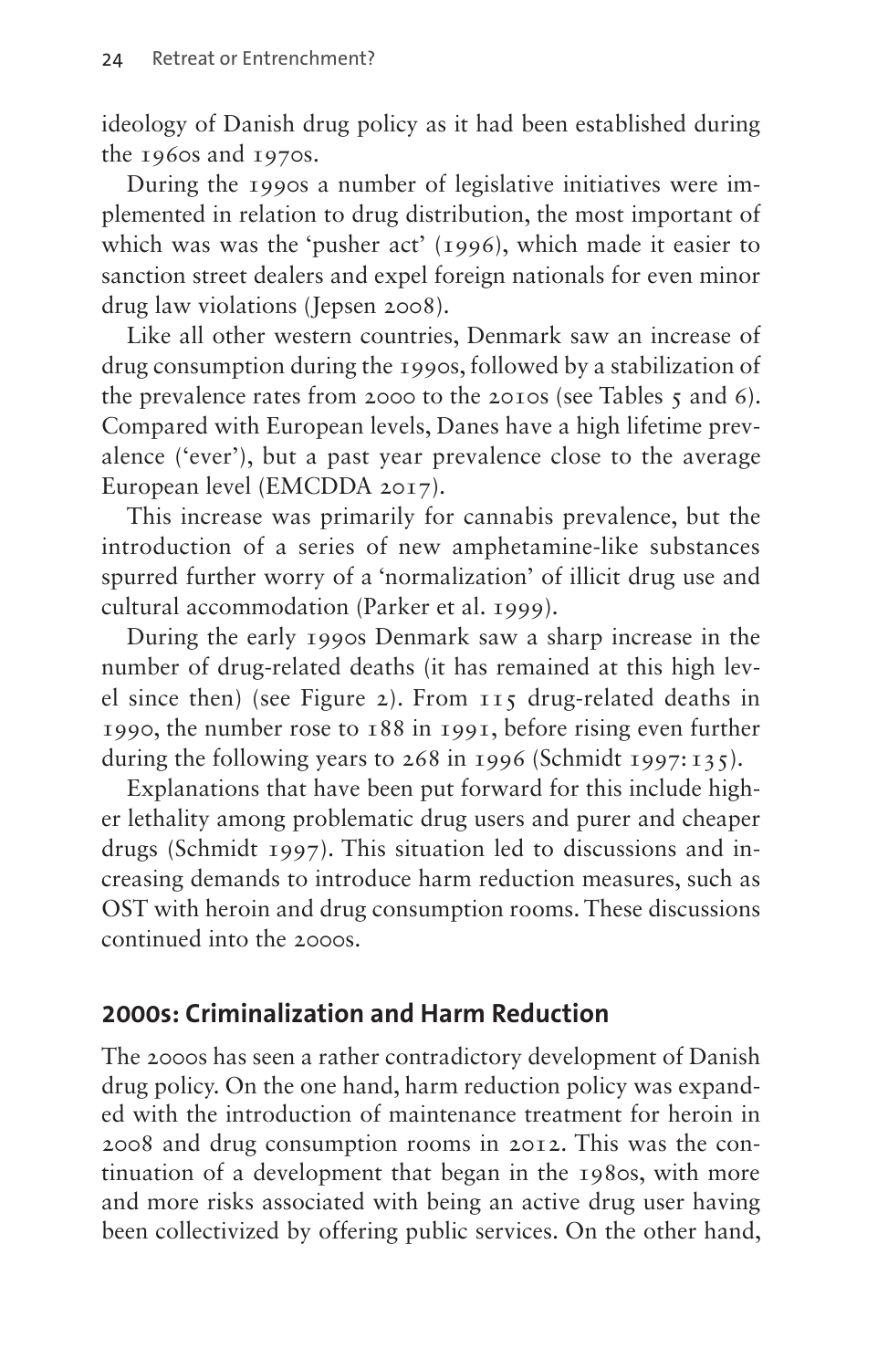ideology of Danish drug policy as it had been established during the 1960s and 1970s.

During the 1990s a number of legislative initiatives were implemented in relation to drug distribution, the most important of which was was the 'pusher act' (1996), which made it easier to sanction street dealers and expel foreign nationals for even minor drug law violations (Jepsen 2008).

Like all other western countries, Denmark saw an increase of drug consumption during the 1990s, followed by a stabilization of the prevalence rates from 2000 to the 2010s (see Tables 5 and 6). Compared with European levels, Danes have a high lifetime prevalence ('ever'), but a past year prevalence close to the average European level (EMCDDA 2017).

This increase was primarily for cannabis prevalence, but the introduction of a series of new amphetamine-like substances spurred further worry of a 'normalization' of illicit drug use and cultural accommodation (Parker et al. 1999).

During the early 1990s Denmark saw a sharp increase in the number of drug-related deaths (it has remained at this high level since then) (see Figure 2). From 115 drug-related deaths in 1990, the number rose to 188 in 1991, before rising even further during the following years to 268 in 1996 (Schmidt 1997: 135).

Explanations that have been put forward for this include higher lethality among problematic drug users and purer and cheaper drugs (Schmidt 1997). This situation led to discussions and increasing demands to introduce harm reduction measures, such as OST with heroin and drug consumption rooms. These discussions continued into the 2000s.

## 2000s: Criminalization and Harm Reduction

The 2000s has seen a rather contradictory development of Danish drug policy. On the one hand, harm reduction policy was expanded with the introduction of maintenance treatment for heroin in 2008 and drug consumption rooms in 2012. This was the continuation of a development that began in the 1980s, with more and more risks associated with being an active drug user having been collectivized by offering public services. On the other hand,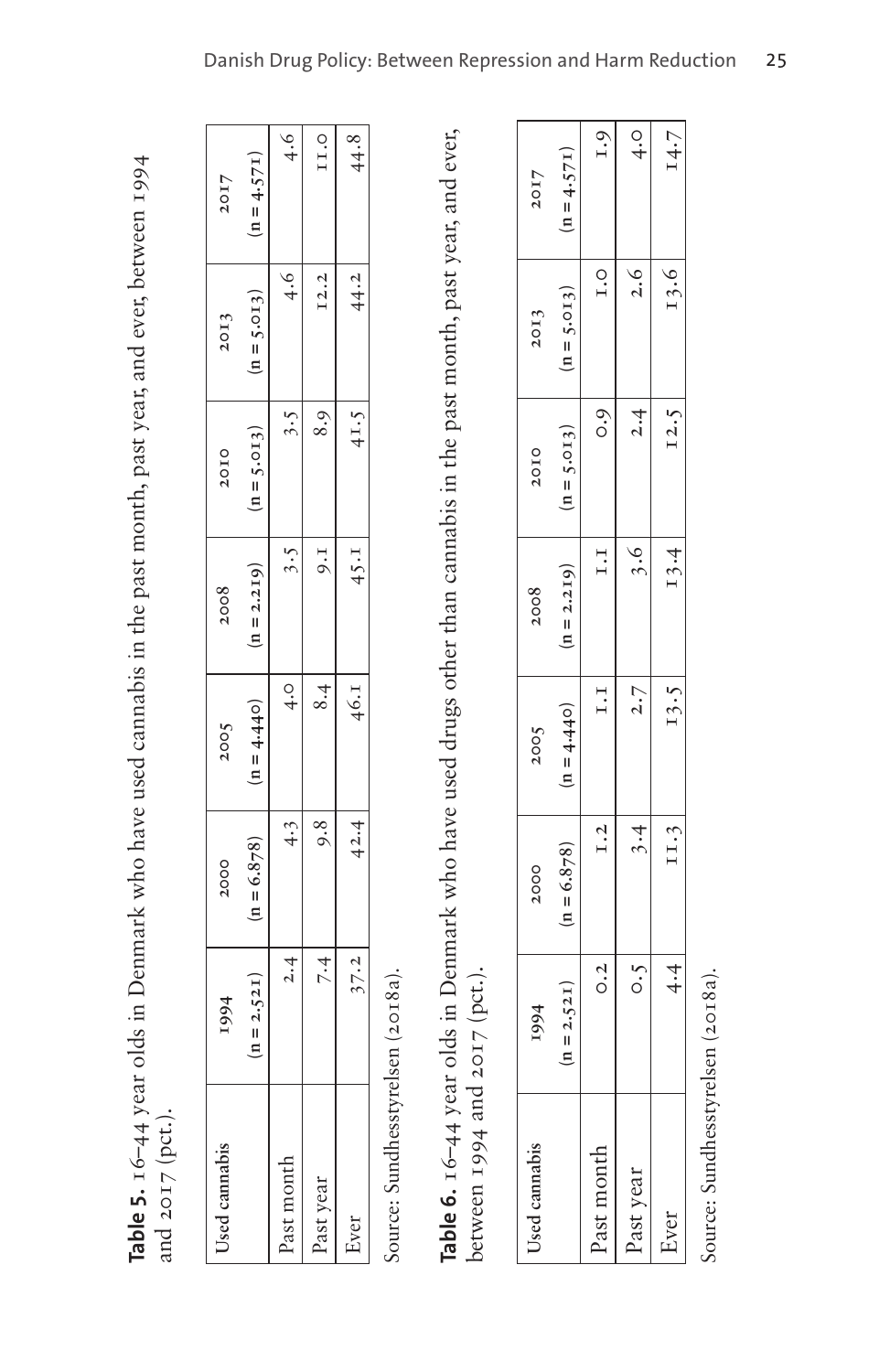**Table 5.** 16–44 year olds in Denmark who have used cannabis in the past month, past year, and ever, between 1994 and 2017 (pct.).

| Used cannabis | 1994 (n = 2.521) | 2000 (n = 6.878) | 2005 (n = 4.440) | 2008 (n = 2.219) | 2010 (n = 5.013) | 2013 (n = 5.013) | 2017 (n = 4.571) |
|---|---|---|---|---|---|---|---|
| Past month | 2.4 | 4.3 | 4.0 | 3.5 | 3.5 | 4.6 | 4.6 |
| Past year | 7.4 | 9.8 | 8.4 | 9.1 | 8.9 | 12.2 | 11.0 |
| Ever | 37.2 | 42.4 | 46.1 | 45.1 | 41.5 | 44.2 | 44.8 |

Source: Sundhesstyrelsen (2018a).

**Table 6.** 16–44 year olds in Denmark who have used drugs other than cannabis in the past month, past year, and ever, between 1994 and 2017 (pct.).

| Used cannabis | 1994 (n = 2.521) | 2000 (n = 6.878) | 2005 (n = 4.440) | 2008 (n = 2.219) | 2010 (n = 5.013) | 2013 (n = 5.013) | 2017 (n = 4.571) |
|---|---|---|---|---|---|---|---|
| Past month | 0.2 | 1.2 | 1.1 | 1.1 | 0.9 | 1.0 | 1.9 |
| Past year | 0.5 | 3.4 | 2.7 | 3.6 | 2.4 | 2.6 | 4.0 |
| Ever | 4.4 | 11.3 | 13.5 | 13.4 | 12.5 | 13.6 | 14.7 |

Source: Sundhesstyrelsen (2018a).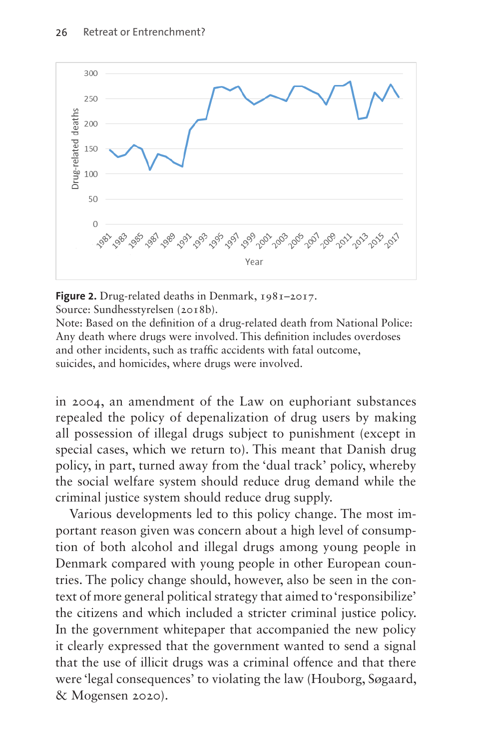**Figure 2.** Drug-related deaths in Denmark, 1981–2017.
Source: Sundhesstyrelsen (2018b).
Note: Based on the definition of a drug-related death from National Police: Any death where drugs were involved. This definition includes overdoses and other incidents, such as traffic accidents with fatal outcome, suicides, and homicides, where drugs were involved.

in 2004, an amendment of the Law on euphoriant substances repealed the policy of depenalization of drug users by making all possession of illegal drugs subject to punishment (except in special cases, which we return to). This meant that Danish drug policy, in part, turned away from the 'dual track' policy, whereby the social welfare system should reduce drug demand while the criminal justice system should reduce drug supply.

Various developments led to this policy change. The most important reason given was concern about a high level of consumption of both alcohol and illegal drugs among young people in Denmark compared with young people in other European countries. The policy change should, however, also be seen in the context of more general political strategy that aimed to 'responsibilize' the citizens and which included a stricter criminal justice policy. In the government whitepaper that accompanied the new policy it clearly expressed that the government wanted to send a signal that the use of illicit drugs was a criminal offence and that there were 'legal consequences' to violating the law (Houborg, Søgaard, & Mogensen 2020).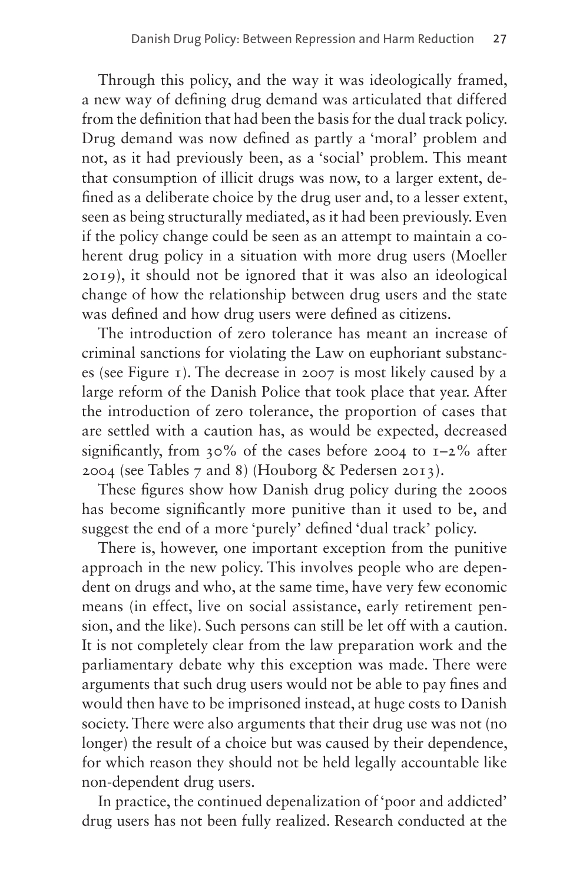Through this policy, and the way it was ideologically framed, a new way of defining drug demand was articulated that differed from the definition that had been the basis for the dual track policy. Drug demand was now defined as partly a 'moral' problem and not, as it had previously been, as a 'social' problem. This meant that consumption of illicit drugs was now, to a larger extent, defined as a deliberate choice by the drug user and, to a lesser extent, seen as being structurally mediated, as it had been previously. Even if the policy change could be seen as an attempt to maintain a coherent drug policy in a situation with more drug users (Moeller 2019), it should not be ignored that it was also an ideological change of how the relationship between drug users and the state was defined and how drug users were defined as citizens.

The introduction of zero tolerance has meant an increase of criminal sanctions for violating the Law on euphoriant substances (see Figure 1). The decrease in 2007 is most likely caused by a large reform of the Danish Police that took place that year. After the introduction of zero tolerance, the proportion of cases that are settled with a caution has, as would be expected, decreased significantly, from 30% of the cases before 2004 to 1–2% after 2004 (see Tables 7 and 8) (Houborg & Pedersen 2013).

These figures show how Danish drug policy during the 2000s has become significantly more punitive than it used to be, and suggest the end of a more 'purely' defined 'dual track' policy.

There is, however, one important exception from the punitive approach in the new policy. This involves people who are dependent on drugs and who, at the same time, have very few economic means (in effect, live on social assistance, early retirement pension, and the like). Such persons can still be let off with a caution. It is not completely clear from the law preparation work and the parliamentary debate why this exception was made. There were arguments that such drug users would not be able to pay fines and would then have to be imprisoned instead, at huge costs to Danish society. There were also arguments that their drug use was not (no longer) the result of a choice but was caused by their dependence, for which reason they should not be held legally accountable like non-dependent drug users.

In practice, the continued depenalization of 'poor and addicted' drug users has not been fully realized. Research conducted at the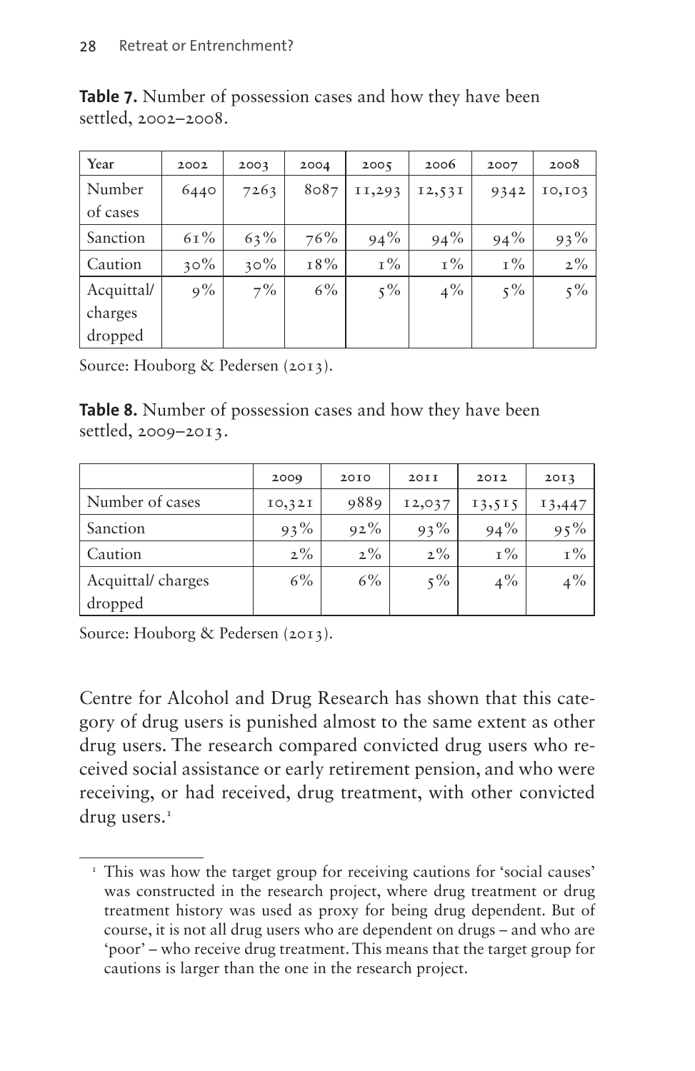**Table 7.** Number of possession cases and how they have been settled, 2002–2008.

| Year | 2002 | 2003 | 2004 | 2005 | 2006 | 2007 | 2008 |
|---|---|---|---|---|---|---|---|
| Number of cases | 6440 | 7263 | 8087 | 11,293 | 12,531 | 9342 | 10,103 |
| Sanction | 61% | 63% | 76% | 94% | 94% | 94% | 93% |
| Caution | 30% | 30% | 18% | 1% | 1% | 1% | 2% |
| Acquittal/ charges dropped | 9% | 7% | 6% | 5% | 4% | 5% | 5% |

Source: Houborg & Pedersen (2013).

**Table 8.** Number of possession cases and how they have been settled, 2009–2013.

| | 2009 | 2010 | 2011 | 2012 | 2013 |
|---|---|---|---|---|---|
| Number of cases | 10,321 | 9889 | 12,037 | 13,515 | 13,447 |
| Sanction | 93% | 92% | 93% | 94% | 95% |
| Caution | 2% | 2% | 2% | 1% | 1% |
| Acquittal/ charges dropped | 6% | 6% | 5% | 4% | 4% |

Source: Houborg & Pedersen (2013).

Centre for Alcohol and Drug Research has shown that this category of drug users is punished almost to the same extent as other drug users. The research compared convicted drug users who received social assistance or early retirement pension, and who were receiving, or had received, drug treatment, with other convicted drug users.[1]

[1] This was how the target group for receiving cautions for 'social causes' was constructed in the research project, where drug treatment or drug treatment history was used as proxy for being drug dependent. But of course, it is not all drug users who are dependent on drugs – and who are 'poor' – who receive drug treatment. This means that the target group for cautions is larger than the one in the research project.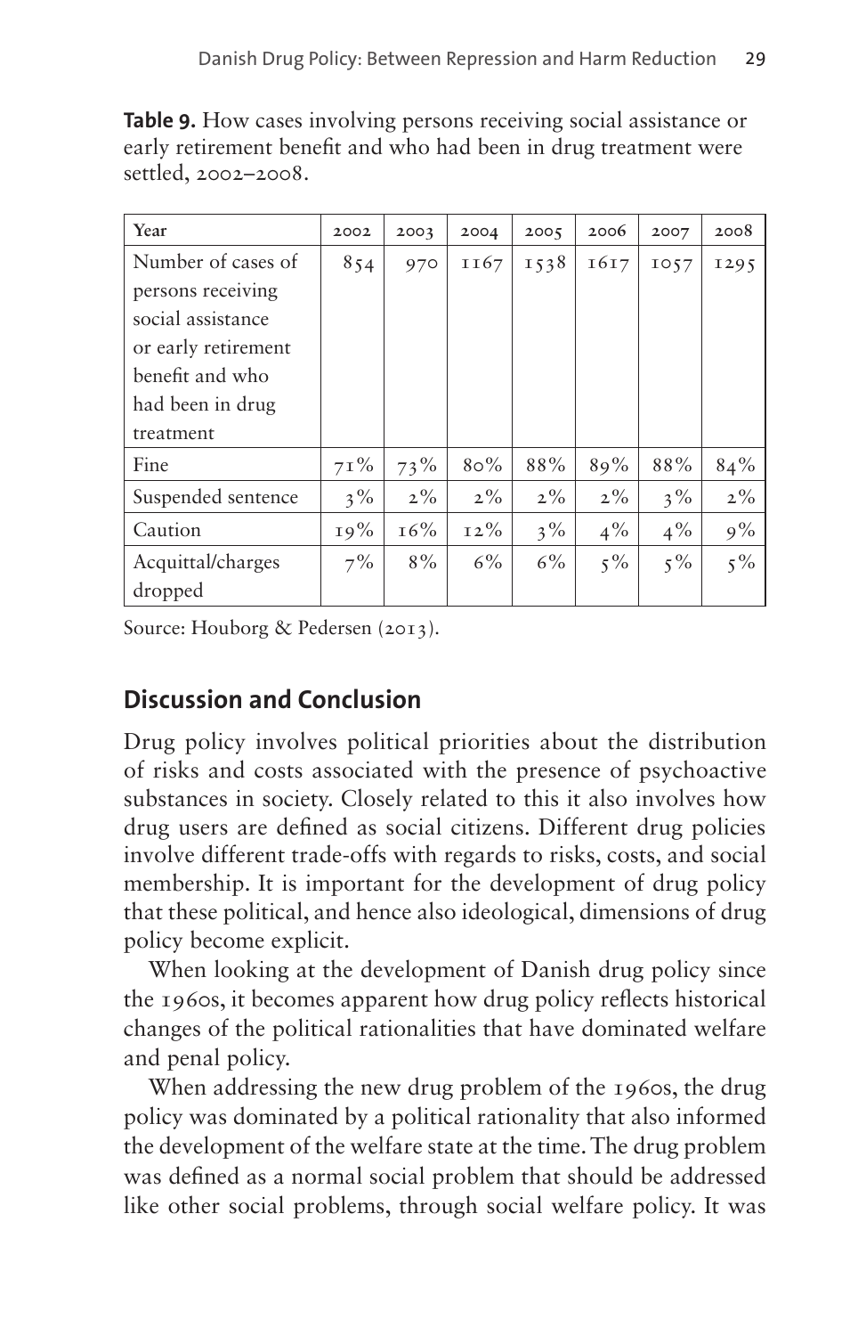**Table 9.** How cases involving persons receiving social assistance or early retirement benefit and who had been in drug treatment were settled, 2002–2008.

| Year | 2002 | 2003 | 2004 | 2005 | 2006 | 2007 | 2008 |
|---|---|---|---|---|---|---|---|
| Number of cases of persons receiving social assistance or early retirement benefit and who had been in drug treatment | 854 | 970 | 1167 | 1538 | 1617 | 1057 | 1295 |
| Fine | 71% | 73% | 80% | 88% | 89% | 88% | 84% |
| Suspended sentence | 3% | 2% | 2% | 2% | 2% | 3% | 2% |
| Caution | 19% | 16% | 12% | 3% | 4% | 4% | 9% |
| Acquittal/charges dropped | 7% | 8% | 6% | 6% | 5% | 5% | 5% |

Source: Houborg & Pedersen (2013).

## Discussion and Conclusion

Drug policy involves political priorities about the distribution of risks and costs associated with the presence of psychoactive substances in society. Closely related to this it also involves how drug users are defined as social citizens. Different drug policies involve different trade-offs with regards to risks, costs, and social membership. It is important for the development of drug policy that these political, and hence also ideological, dimensions of drug policy become explicit.

When looking at the development of Danish drug policy since the 1960s, it becomes apparent how drug policy reflects historical changes of the political rationalities that have dominated welfare and penal policy.

When addressing the new drug problem of the 1960s, the drug policy was dominated by a political rationality that also informed the development of the welfare state at the time. The drug problem was defined as a normal social problem that should be addressed like other social problems, through social welfare policy. It was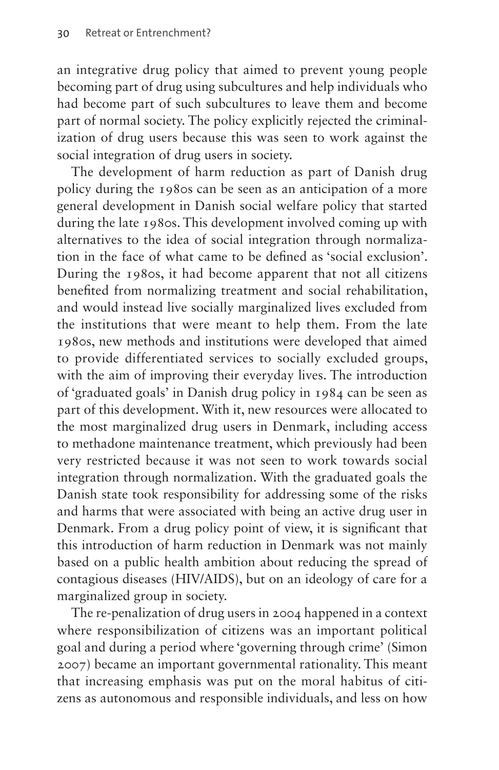an integrative drug policy that aimed to prevent young people becoming part of drug using subcultures and help individuals who had become part of such subcultures to leave them and become part of normal society. The policy explicitly rejected the criminalization of drug users because this was seen to work against the social integration of drug users in society.

The development of harm reduction as part of Danish drug policy during the 1980s can be seen as an anticipation of a more general development in Danish social welfare policy that started during the late 1980s. This development involved coming up with alternatives to the idea of social integration through normalization in the face of what came to be defined as 'social exclusion'. During the 1980s, it had become apparent that not all citizens benefited from normalizing treatment and social rehabilitation, and would instead live socially marginalized lives excluded from the institutions that were meant to help them. From the late 1980s, new methods and institutions were developed that aimed to provide differentiated services to socially excluded groups, with the aim of improving their everyday lives. The introduction of 'graduated goals' in Danish drug policy in 1984 can be seen as part of this development. With it, new resources were allocated to the most marginalized drug users in Denmark, including access to methadone maintenance treatment, which previously had been very restricted because it was not seen to work towards social integration through normalization. With the graduated goals the Danish state took responsibility for addressing some of the risks and harms that were associated with being an active drug user in Denmark. From a drug policy point of view, it is significant that this introduction of harm reduction in Denmark was not mainly based on a public health ambition about reducing the spread of contagious diseases (HIV/AIDS), but on an ideology of care for a marginalized group in society.

The re-penalization of drug users in 2004 happened in a context where responsibilization of citizens was an important political goal and during a period where 'governing through crime' (Simon 2007) became an important governmental rationality. This meant that increasing emphasis was put on the moral habitus of citizens as autonomous and responsible individuals, and less on how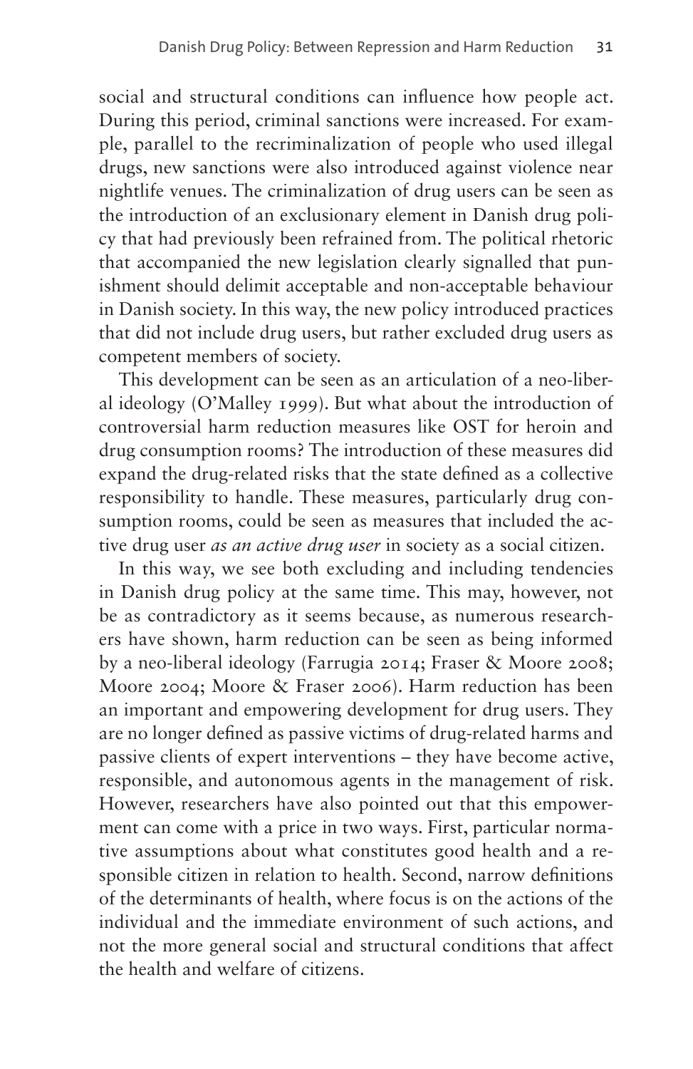social and structural conditions can influence how people act. During this period, criminal sanctions were increased. For example, parallel to the recriminalization of people who used illegal drugs, new sanctions were also introduced against violence near nightlife venues. The criminalization of drug users can be seen as the introduction of an exclusionary element in Danish drug policy that had previously been refrained from. The political rhetoric that accompanied the new legislation clearly signalled that punishment should delimit acceptable and non-acceptable behaviour in Danish society. In this way, the new policy introduced practices that did not include drug users, but rather excluded drug users as competent members of society.

This development can be seen as an articulation of a neo-liberal ideology (O'Malley 1999). But what about the introduction of controversial harm reduction measures like OST for heroin and drug consumption rooms? The introduction of these measures did expand the drug-related risks that the state defined as a collective responsibility to handle. These measures, particularly drug consumption rooms, could be seen as measures that included the active drug user *as an active drug user* in society as a social citizen.

In this way, we see both excluding and including tendencies in Danish drug policy at the same time. This may, however, not be as contradictory as it seems because, as numerous researchers have shown, harm reduction can be seen as being informed by a neo-liberal ideology (Farrugia 2014; Fraser & Moore 2008; Moore 2004; Moore & Fraser 2006). Harm reduction has been an important and empowering development for drug users. They are no longer defined as passive victims of drug-related harms and passive clients of expert interventions – they have become active, responsible, and autonomous agents in the management of risk. However, researchers have also pointed out that this empowerment can come with a price in two ways. First, particular normative assumptions about what constitutes good health and a responsible citizen in relation to health. Second, narrow definitions of the determinants of health, where focus is on the actions of the individual and the immediate environment of such actions, and not the more general social and structural conditions that affect the health and welfare of citizens.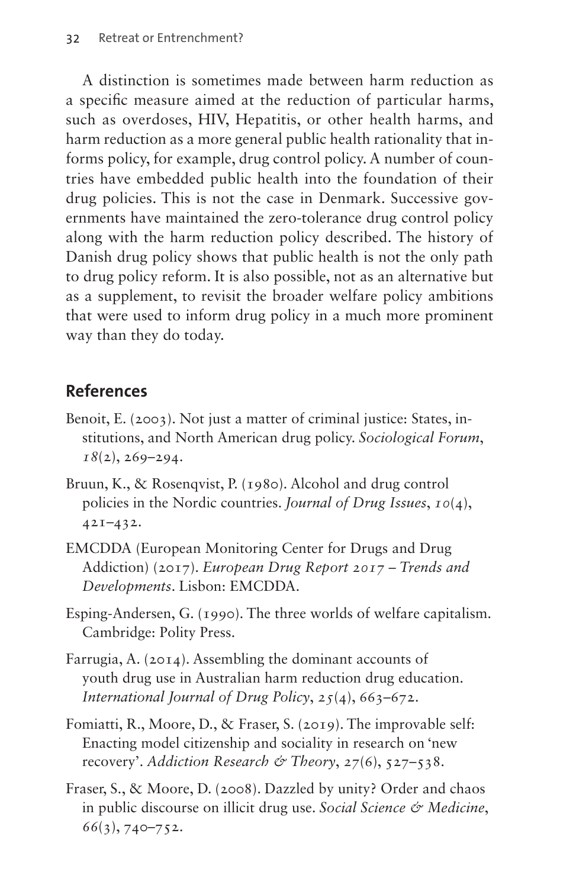A distinction is sometimes made between harm reduction as a specific measure aimed at the reduction of particular harms, such as overdoses, HIV, Hepatitis, or other health harms, and harm reduction as a more general public health rationality that informs policy, for example, drug control policy. A number of countries have embedded public health into the foundation of their drug policies. This is not the case in Denmark. Successive governments have maintained the zero-tolerance drug control policy along with the harm reduction policy described. The history of Danish drug policy shows that public health is not the only path to drug policy reform. It is also possible, not as an alternative but as a supplement, to revisit the broader welfare policy ambitions that were used to inform drug policy in a much more prominent way than they do today.

## References

Benoit, E. (2003). Not just a matter of criminal justice: States, institutions, and North American drug policy. *Sociological Forum*, *18*(2), 269–294.

Bruun, K., & Rosenqvist, P. (1980). Alcohol and drug control policies in the Nordic countries. *Journal of Drug Issues*, *10*(4), 421–432.

EMCDDA (European Monitoring Center for Drugs and Drug Addiction) (2017). *European Drug Report 2017 – Trends and Developments*. Lisbon: EMCDDA.

Esping-Andersen, G. (1990). The three worlds of welfare capitalism. Cambridge: Polity Press.

Farrugia, A. (2014). Assembling the dominant accounts of youth drug use in Australian harm reduction drug education. *International Journal of Drug Policy*, *25*(4), 663–672.

Fomiatti, R., Moore, D., & Fraser, S. (2019). The improvable self: Enacting model citizenship and sociality in research on 'new recovery'. *Addiction Research & Theory*, *27*(6), 527–538.

Fraser, S., & Moore, D. (2008). Dazzled by unity? Order and chaos in public discourse on illicit drug use. *Social Science & Medicine*, *66*(3), 740–752.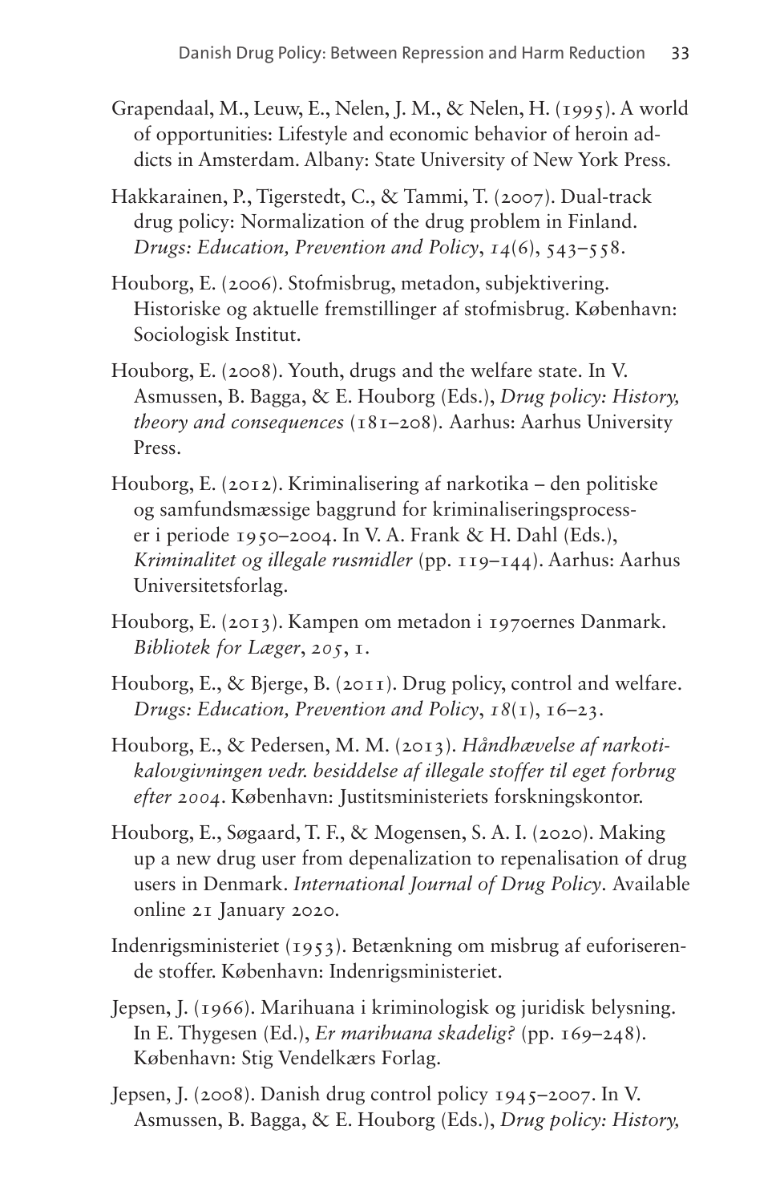Grapendaal, M., Leuw, E., Nelen, J. M., & Nelen, H. (1995). A world of opportunities: Lifestyle and economic behavior of heroin addicts in Amsterdam. Albany: State University of New York Press.

Hakkarainen, P., Tigerstedt, C., & Tammi, T. (2007). Dual-track drug policy: Normalization of the drug problem in Finland. *Drugs: Education, Prevention and Policy*, *14*(6), 543–558.

Houborg, E. (2006). Stofmisbrug, metadon, subjektivering. Historiske og aktuelle fremstillinger af stofmisbrug. København: Sociologisk Institut.

Houborg, E. (2008). Youth, drugs and the welfare state. In V. Asmussen, B. Bagga, & E. Houborg (Eds.), *Drug policy: History, theory and consequences* (181–208). Aarhus: Aarhus University Press.

Houborg, E. (2012). Kriminalisering af narkotika – den politiske og samfundsmæssige baggrund for kriminaliseringsprocesser i periode 1950–2004. In V. A. Frank & H. Dahl (Eds.), *Kriminalitet og illegale rusmidler* (pp. 119–144). Aarhus: Aarhus Universitetsforlag.

Houborg, E. (2013). Kampen om metadon i 1970ernes Danmark. *Bibliotek for Læger*, *205*, 1.

Houborg, E., & Bjerge, B. (2011). Drug policy, control and welfare. *Drugs: Education, Prevention and Policy*, *18*(1), 16–23.

Houborg, E., & Pedersen, M. M. (2013). *Håndhævelse af narkotikalovgivningen vedr. besiddelse af illegale stoffer til eget forbrug efter 2004*. København: Justitsministeriets forskningskontor.

Houborg, E., Søgaard, T. F., & Mogensen, S. A. I. (2020). Making up a new drug user from depenalization to repenalisation of drug users in Denmark. *International Journal of Drug Policy*. Available online 21 January 2020.

Indenrigsministeriet (1953). Betænkning om misbrug af euforiserende stoffer. København: Indenrigsministeriet.

Jepsen, J. (1966). Marihuana i kriminologisk og juridisk belysning. In E. Thygesen (Ed.), *Er marihuana skadelig?* (pp. 169–248). København: Stig Vendelkærs Forlag.

Jepsen, J. (2008). Danish drug control policy 1945–2007. In V. Asmussen, B. Bagga, & E. Houborg (Eds.), *Drug policy: History,*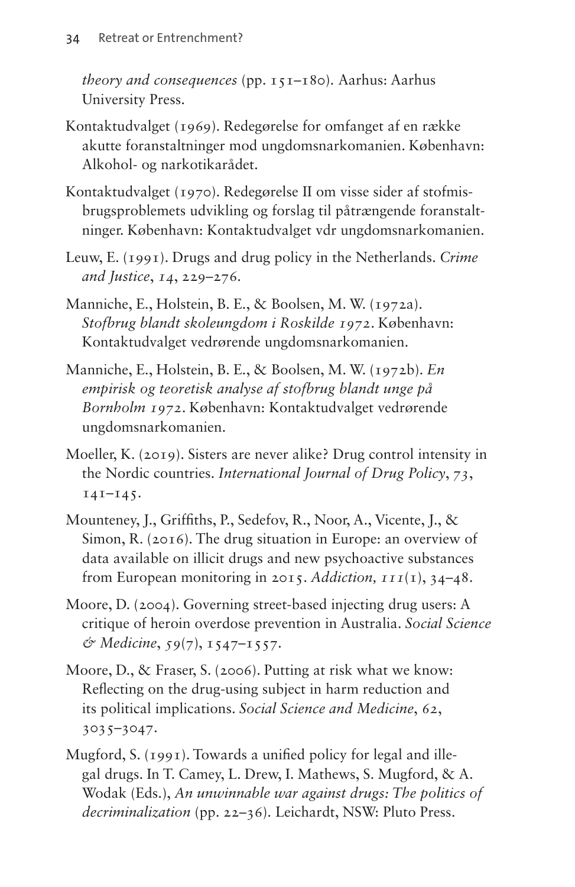*theory and consequences* (pp. 151–180). Aarhus: Aarhus University Press.

Kontaktudvalget (1969). Redegørelse for omfanget af en række akutte foranstaltninger mod ungdomsnarkomanien. København: Alkohol- og narkotikarådet.

Kontaktudvalget (1970). Redegørelse II om visse sider af stofmisbrugsproblemets udvikling og forslag til påtrængende foranstaltninger. København: Kontaktudvalget vdr ungdomsnarkomanien.

Leuw, E. (1991). Drugs and drug policy in the Netherlands. *Crime and Justice*, *14*, 229–276.

Manniche, E., Holstein, B. E., & Boolsen, M. W. (1972a). *Stofbrug blandt skoleungdom i Roskilde 1972*. København: Kontaktudvalget vedrørende ungdomsnarkomanien.

Manniche, E., Holstein, B. E., & Boolsen, M. W. (1972b). *En empirisk og teoretisk analyse af stofbrug blandt unge på Bornholm 1972*. København: Kontaktudvalget vedrørende ungdomsnarkomanien.

Moeller, K. (2019). Sisters are never alike? Drug control intensity in the Nordic countries. *International Journal of Drug Policy*, *73*, 141–145.

Mounteney, J., Griffiths, P., Sedefov, R., Noor, A., Vicente, J., & Simon, R. (2016). The drug situation in Europe: an overview of data available on illicit drugs and new psychoactive substances from European monitoring in 2015. *Addiction, 111*(1), 34–48.

Moore, D. (2004). Governing street-based injecting drug users: A critique of heroin overdose prevention in Australia. *Social Science & Medicine*, *59*(7), 1547–1557.

Moore, D., & Fraser, S. (2006). Putting at risk what we know: Reflecting on the drug-using subject in harm reduction and its political implications. *Social Science and Medicine*, *62*, 3035–3047.

Mugford, S. (1991). Towards a unified policy for legal and illegal drugs. In T. Camey, L. Drew, I. Mathews, S. Mugford, & A. Wodak (Eds.), *An unwinnable war against drugs: The politics of decriminalization* (pp. 22–36). Leichardt, NSW: Pluto Press.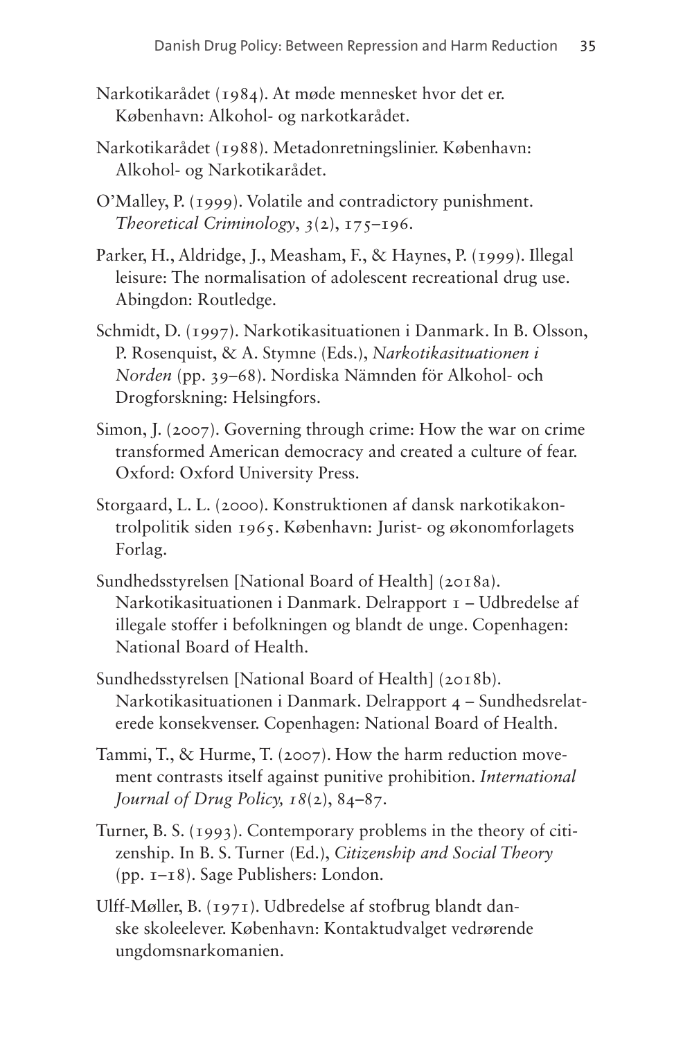Narkotikarådet (1984). At møde mennesket hvor det er. København: Alkohol- og narkotkarådet.

Narkotikarådet (1988). Metadonretningslinier. København: Alkohol- og Narkotikarådet.

O'Malley, P. (1999). Volatile and contradictory punishment. *Theoretical Criminology*, *3*(2), 175–196.

Parker, H., Aldridge, J., Measham, F., & Haynes, P. (1999). Illegal leisure: The normalisation of adolescent recreational drug use. Abingdon: Routledge.

Schmidt, D. (1997). Narkotikasituationen i Danmark. In B. Olsson, P. Rosenquist, & A. Stymne (Eds.), *Narkotikasituationen i Norden* (pp. 39–68). Nordiska Nämnden för Alkohol- och Drogforskning: Helsingfors.

Simon, J. (2007). Governing through crime: How the war on crime transformed American democracy and created a culture of fear. Oxford: Oxford University Press.

Storgaard, L. L. (2000). Konstruktionen af dansk narkotikakontrolpolitik siden 1965. København: Jurist- og økonomforlagets Forlag.

Sundhedsstyrelsen [National Board of Health] (2018a). Narkotikasituationen i Danmark. Delrapport 1 – Udbredelse af illegale stoffer i befolkningen og blandt de unge. Copenhagen: National Board of Health.

Sundhedsstyrelsen [National Board of Health] (2018b). Narkotikasituationen i Danmark. Delrapport 4 – Sundhedsrelaterede konsekvenser. Copenhagen: National Board of Health.

Tammi, T., & Hurme, T. (2007). How the harm reduction movement contrasts itself against punitive prohibition. *International Journal of Drug Policy, 18*(2), 84–87.

Turner, B. S. (1993). Contemporary problems in the theory of citizenship. In B. S. Turner (Ed.), *Citizenship and Social Theory* (pp. 1–18). Sage Publishers: London.

Ulff-Møller, B. (1971). Udbredelse af stofbrug blandt danske skoleelever. København: Kontaktudvalget vedrørende ungdomsnarkomanien.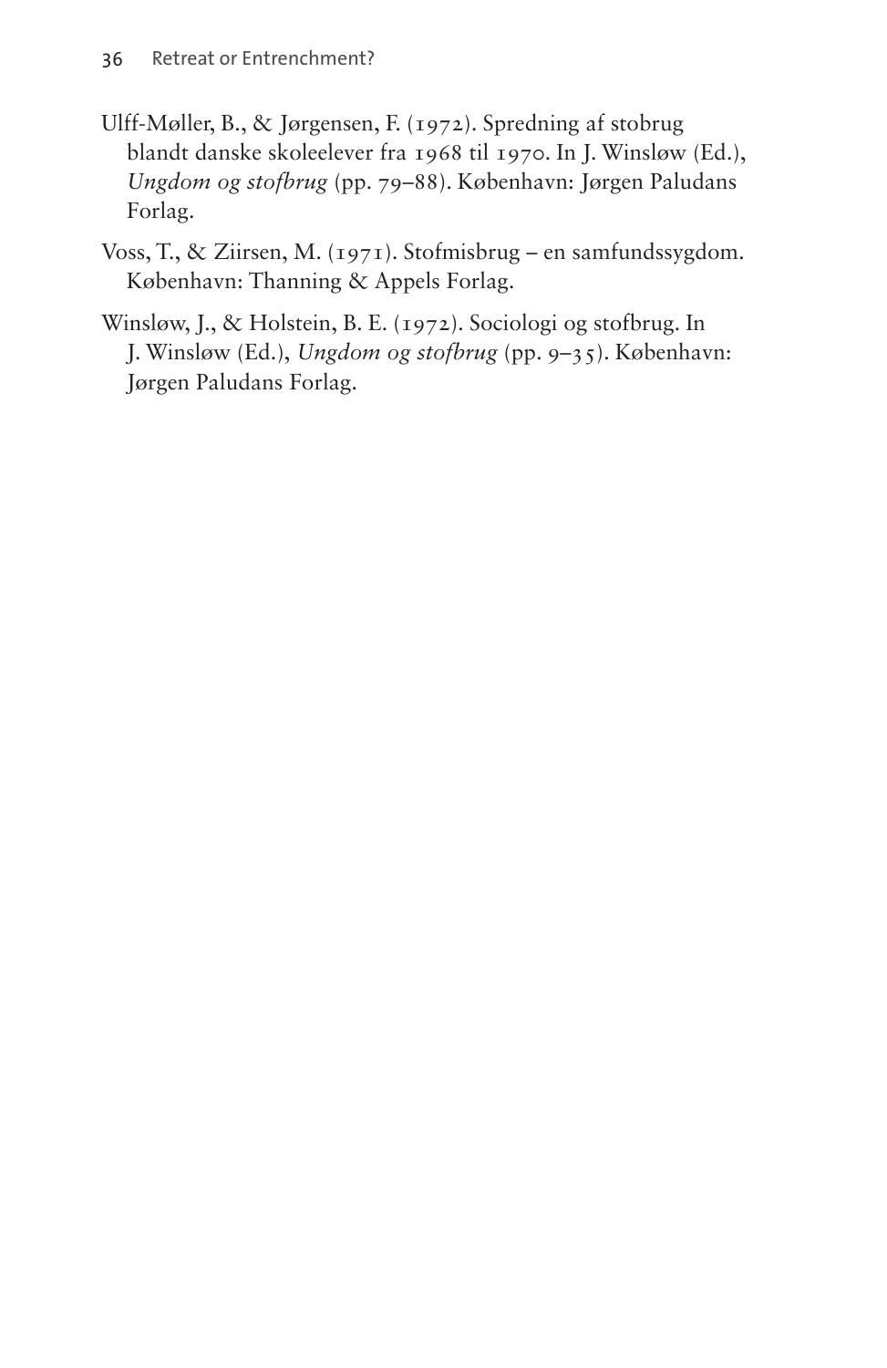Ulff-Møller, B., & Jørgensen, F. (1972). Spredning af stobrug blandt danske skoleelever fra 1968 til 1970. In J. Winsløw (Ed.), *Ungdom og stofbrug* (pp. 79–88). København: Jørgen Paludans Forlag.

Voss, T., & Ziirsen, M. (1971). Stofmisbrug – en samfundssygdom. København: Thanning & Appels Forlag.

Winsløw, J., & Holstein, B. E. (1972). Sociologi og stofbrug. In J. Winsløw (Ed.), *Ungdom og stofbrug* (pp. 9–35). København: Jørgen Paludans Forlag.